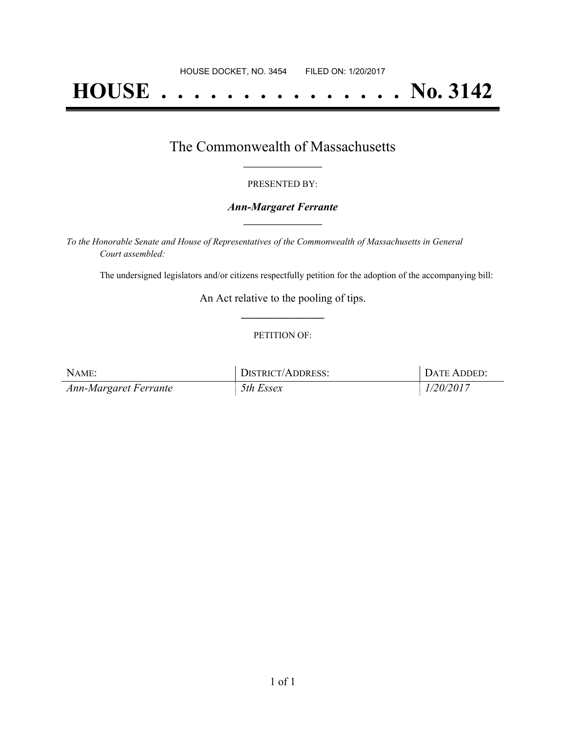HOUSE DOCKET, NO. 3454 FILED ON: 1/20/2017

# HOUSE . . . . . . . . . . . . . . . No. 3142

## The Commonwealth of Massachusetts

PRESENTED BY:

***Ann-Margaret Ferrante***

*To the Honorable Senate and House of Representatives of the Commonwealth of Massachusetts in General Court assembled:*

The undersigned legislators and/or citizens respectfully petition for the adoption of the accompanying bill:

An Act relative to the pooling of tips.

PETITION OF:

| NAME: | DISTRICT/ADDRESS: | DATE ADDED: |
|---|---|---|
| *Ann-Margaret Ferrante* | *5th Essex* | *1/20/2017* |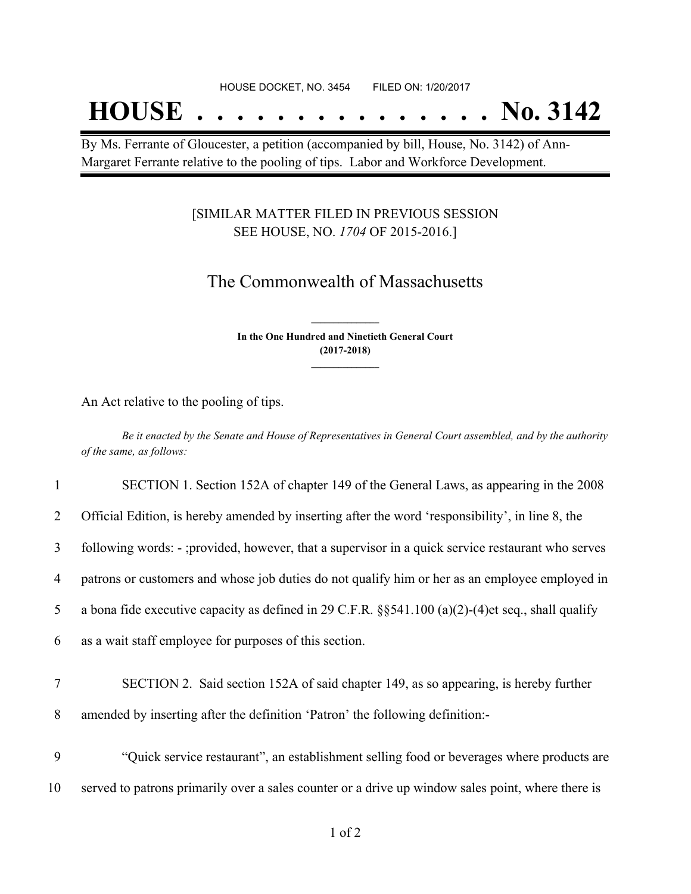HOUSE DOCKET, NO. 3454 FILED ON: 1/20/2017

# HOUSE . . . . . . . . . . . . . . . No. 3142

By Ms. Ferrante of Gloucester, a petition (accompanied by bill, House, No. 3142) of Ann-Margaret Ferrante relative to the pooling of tips. Labor and Workforce Development.

[SIMILAR MATTER FILED IN PREVIOUS SESSION SEE HOUSE, NO. *1704* OF 2015-2016.]

## The Commonwealth of Massachusetts

**In the One Hundred and Ninetieth General Court (2017-2018)**

An Act relative to the pooling of tips.

*Be it enacted by the Senate and House of Representatives in General Court assembled, and by the authority of the same, as follows:*

1 SECTION 1. Section 152A of chapter 149 of the General Laws, as appearing in the 2008
2 Official Edition, is hereby amended by inserting after the word 'responsibility', in line 8, the
3 following words: - ;provided, however, that a supervisor in a quick service restaurant who serves
4 patrons or customers and whose job duties do not qualify him or her as an employee employed in
5 a bona fide executive capacity as defined in 29 C.F.R. §§541.100 (a)(2)-(4)et seq., shall qualify
6 as a wait staff employee for purposes of this section.

7 SECTION 2. Said section 152A of said chapter 149, as so appearing, is hereby further
8 amended by inserting after the definition 'Patron' the following definition:-

9 "Quick service restaurant", an establishment selling food or beverages where products are
10 served to patrons primarily over a sales counter or a drive up window sales point, where there is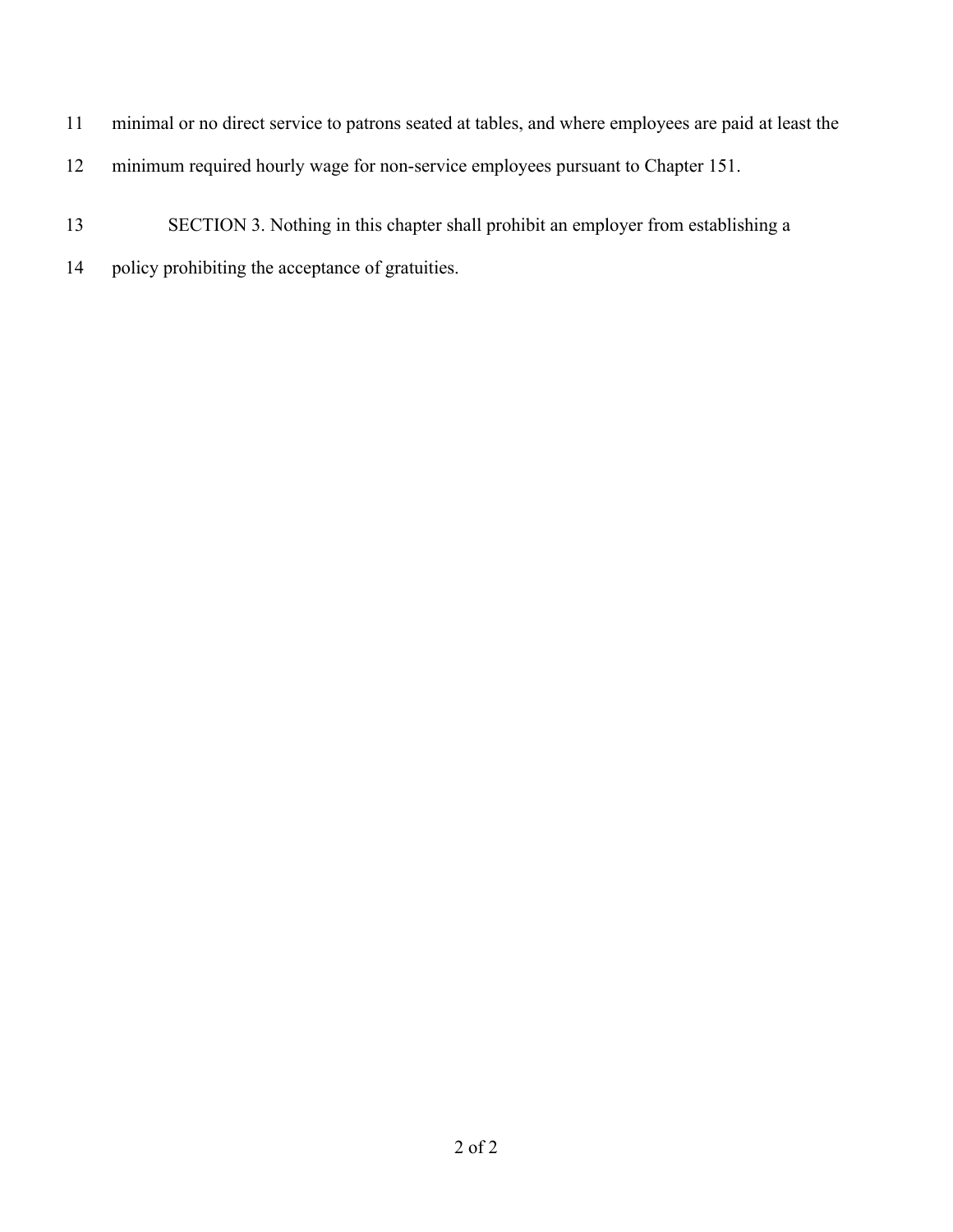minimal or no direct service to patrons seated at tables, and where employees are paid at least the minimum required hourly wage for non-service employees pursuant to Chapter 151.

SECTION 3. Nothing in this chapter shall prohibit an employer from establishing a policy prohibiting the acceptance of gratuities.